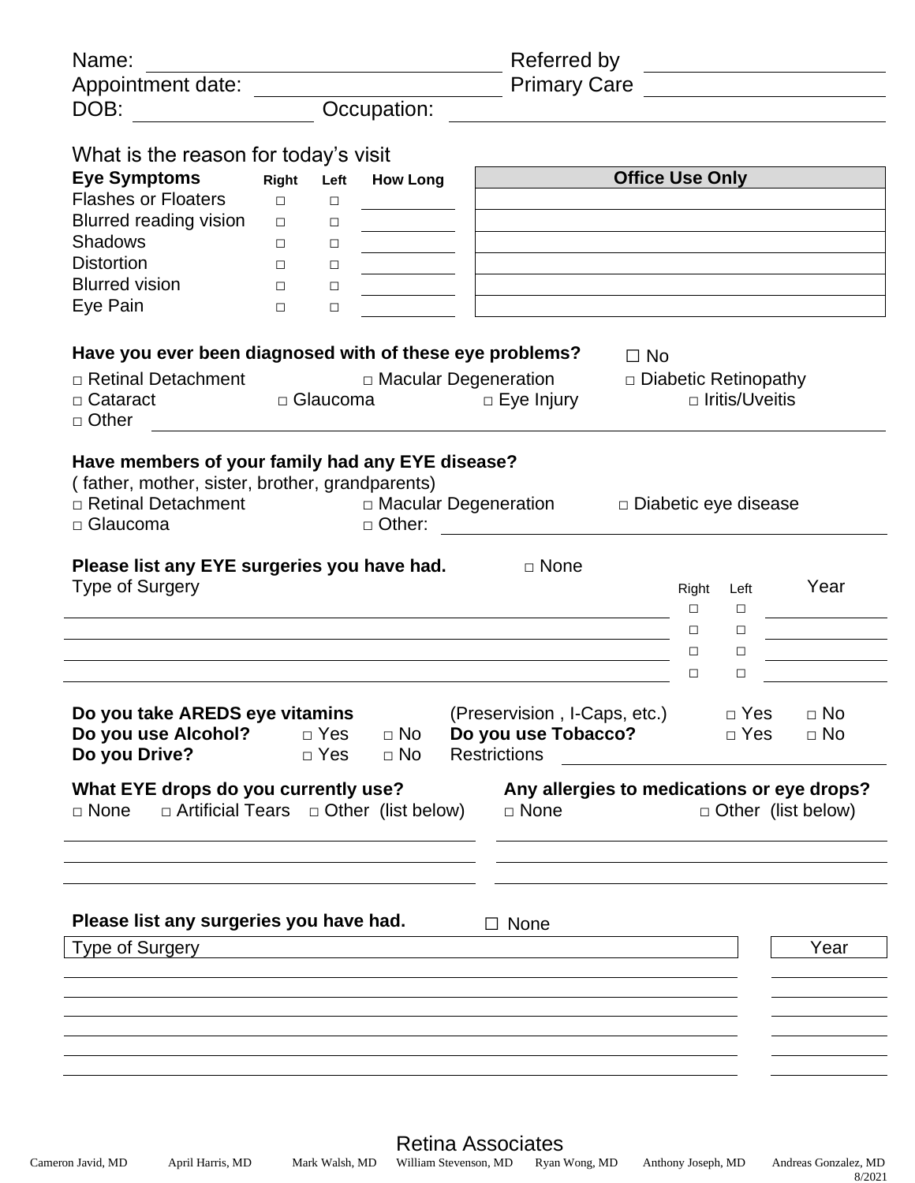Name: ______________________ Referred by ______________________

Appointment date: ______________________ Primary Care ______________________

DOB: ______________ Occupation: ______________________

What is the reason for today's visit

| **Eye Symptoms** | **Right** | **Left** | **How Long** | **Office Use Only** |
|---|---|---|---|---|
| Flashes or Floaters | □ | □ | ______ | |
| Blurred reading vision | □ | □ | ______ | |
| Shadows | □ | □ | ______ | |
| Distortion | □ | □ | ______ | |
| Blurred vision | □ | □ | ______ | |
| Eye Pain | □ | □ | ______ | |

**Have you ever been diagnosed with of these eye problems?** ☐ No

□ Retinal Detachment □ Macular Degeneration □ Diabetic Retinopathy
□ Cataract □ Glaucoma □ Eye Injury □ Iritis/Uveitis
□ Other ______________________

**Have members of your family had any EYE disease?**
( father, mother, sister, brother, grandparents)
□ Retinal Detachment □ Macular Degeneration □ Diabetic eye disease
□ Glaucoma □ Other: ______________________

**Please list any EYE surgeries you have had.** □ None

| Type of Surgery | Right | Left | Year |
|---|---|---|---|
| | □ | □ | |
| | □ | □ | |
| | □ | □ | |
| | □ | □ | |

**Do you take AREDS eye vitamins** (Preservision , I-Caps, etc.) □ Yes □ No
**Do you use Alcohol?** □ Yes □ No **Do you use Tobacco?** □ Yes □ No
**Do you Drive?** □ Yes □ No Restrictions ______________________

**What EYE drops do you currently use?**
□ None □ Artificial Tears □ Other (list below)

______________________
______________________

**Any allergies to medications or eye drops?**
□ None □ Other (list below)

______________________
______________________

**Please list any surgeries you have had.** ☐ None

| Type of Surgery | Year |
|---|---|
| | |
| | |
| | |
| | |
| | |
| | |

Retina Associates

Cameron Javid, MD April Harris, MD Mark Walsh, MD William Stevenson, MD Ryan Wong, MD Anthony Joseph, MD Andreas Gonzalez, MD

8/2021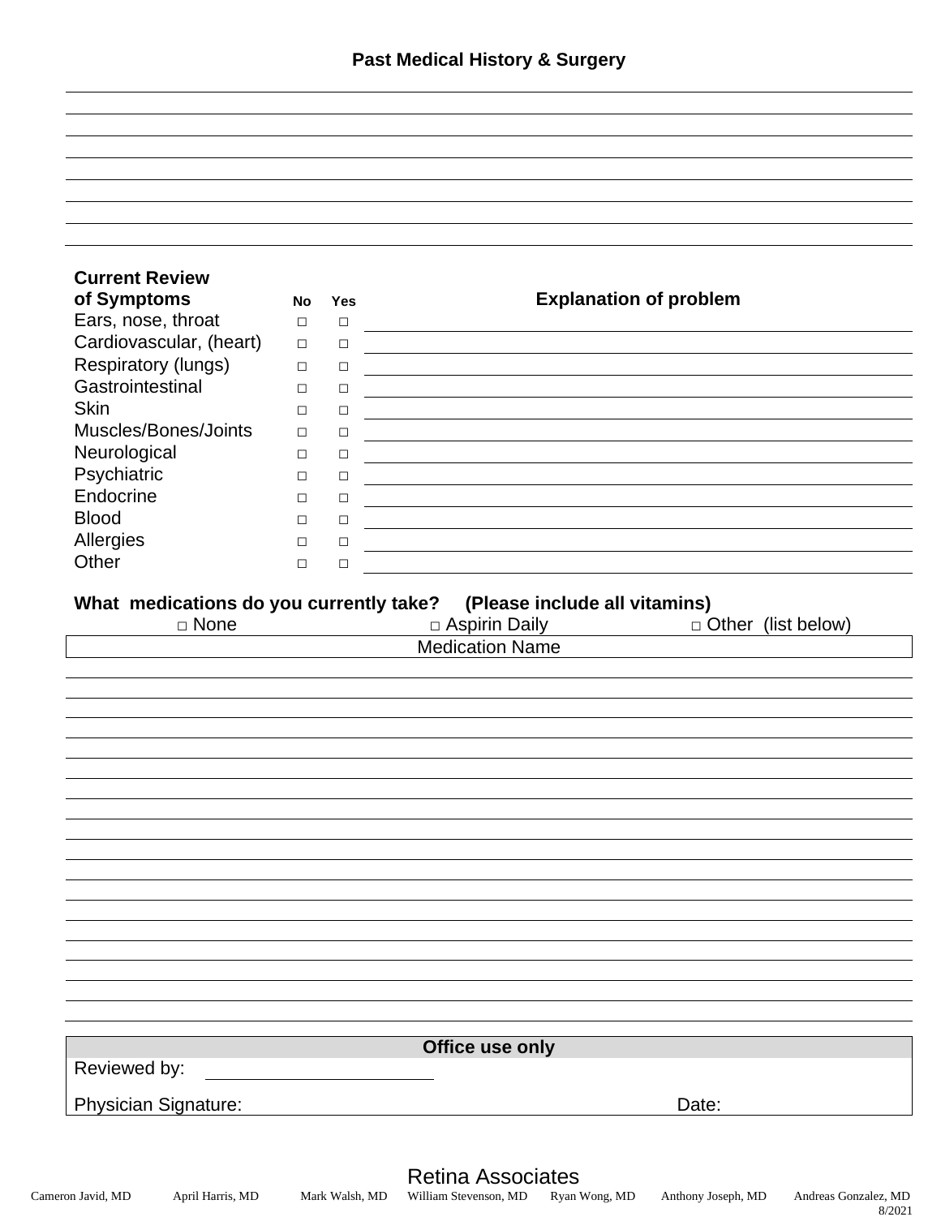## Past Medical History & Surgery

| | | | |
|---|---|---|---|
| **Current Review of Symptoms** | **No** | **Yes** | **Explanation of problem** |
| Ears, nose, throat | □ | □ | |
| Cardiovascular, (heart) | □ | □ | |
| Respiratory (lungs) | □ | □ | |
| Gastrointestinal | □ | □ | |
| Skin | □ | □ | |
| Muscles/Bones/Joints | □ | □ | |
| Neurological | □ | □ | |
| Psychiatric | □ | □ | |
| Endocrine | □ | □ | |
| Blood | □ | □ | |
| Allergies | □ | □ | |
| Other | □ | □ | |

**What medications do you currently take? (Please include all vitamins)**

□ None　　□ Aspirin Daily　　□ Other (list below)

| Medication Name |
|---|
| |
| |
| |
| |
| |
| |
| |
| |
| |
| |
| |
| |
| |
| |
| |
| |
| |
| |

| **Office use only** | |
|---|---|
| Reviewed by: | |
| Physician Signature: | Date: |

Retina Associates

Cameron Javid, MD　April Harris, MD　Mark Walsh, MD　William Stevenson, MD　Ryan Wong, MD　Anthony Joseph, MD　Andreas Gonzalez, MD

8/2021